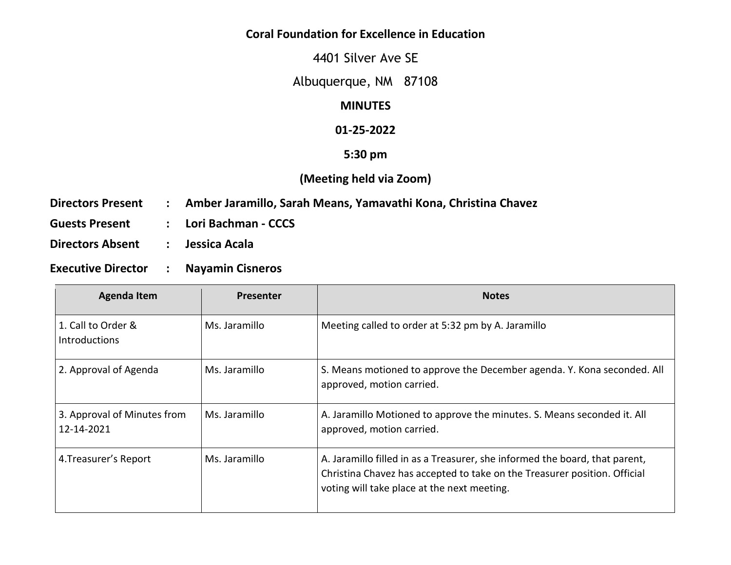**Coral Foundation for Excellence in Education**

4401 Silver Ave SE

Albuquerque, NM 87108

**MINUTES**

**01-25-2022**

**5:30 pm**

**(Meeting held via Zoom)**

**Directors Present : Amber Jaramillo, Sarah Means, Yamavathi Kona, Christina Chavez**

**Guests Present : Lori Bachman - CCCS**

**Directors Absent : Jessica Acala**

**Executive Director : Nayamin Cisneros**

| Agenda Item | Presenter | Notes |
|---|---|---|
| 1. Call to Order & Introductions | Ms. Jaramillo | Meeting called to order at 5:32 pm by A. Jaramillo |
| 2. Approval of Agenda | Ms. Jaramillo | S. Means motioned to approve the December agenda. Y. Kona seconded. All approved, motion carried. |
| 3. Approval of Minutes from 12-14-2021 | Ms. Jaramillo | A. Jaramillo Motioned to approve the minutes. S. Means seconded it. All approved, motion carried. |
| 4.Treasurer's Report | Ms. Jaramillo | A. Jaramillo filled in as a Treasurer, she informed the board, that parent, Christina Chavez has accepted to take on the Treasurer position. Official voting will take place at the next meeting. |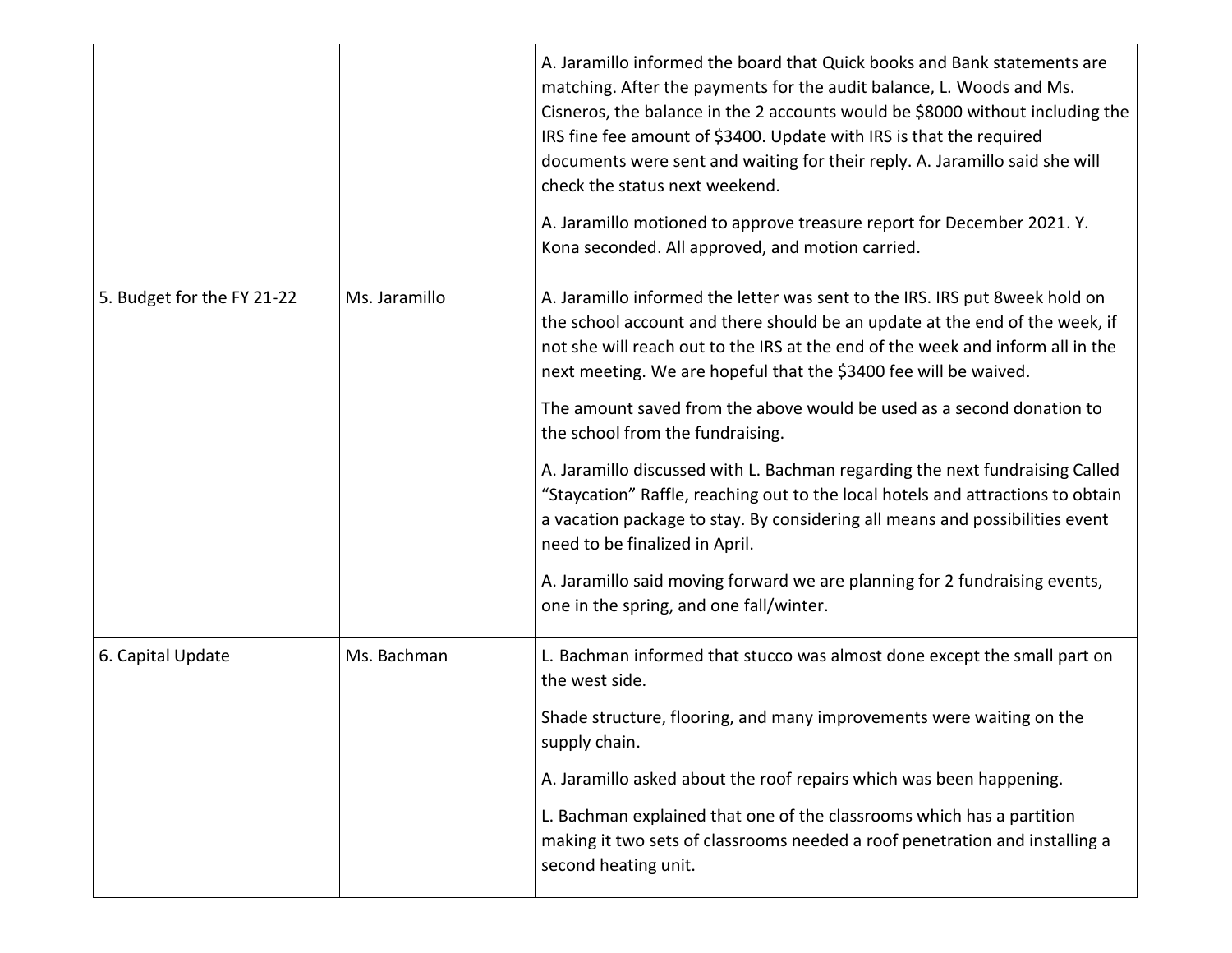| | | |
|---|---|---|
| | | A. Jaramillo informed the board that Quick books and Bank statements are matching. After the payments for the audit balance, L. Woods and Ms. Cisneros, the balance in the 2 accounts would be $8000 without including the IRS fine fee amount of $3400. Update with IRS is that the required documents were sent and waiting for their reply. A. Jaramillo said she will check the status next weekend.<br><br>A. Jaramillo motioned to approve treasure report for December 2021. Y. Kona seconded. All approved, and motion carried. |
| 5. Budget for the FY 21-22 | Ms. Jaramillo | A. Jaramillo informed the letter was sent to the IRS. IRS put 8week hold on the school account and there should be an update at the end of the week, if not she will reach out to the IRS at the end of the week and inform all in the next meeting. We are hopeful that the $3400 fee will be waived.<br><br>The amount saved from the above would be used as a second donation to the school from the fundraising.<br><br>A. Jaramillo discussed with L. Bachman regarding the next fundraising Called "Staycation" Raffle, reaching out to the local hotels and attractions to obtain a vacation package to stay. By considering all means and possibilities event need to be finalized in April.<br><br>A. Jaramillo said moving forward we are planning for 2 fundraising events, one in the spring, and one fall/winter. |
| 6. Capital Update | Ms. Bachman | L. Bachman informed that stucco was almost done except the small part on the west side.<br><br>Shade structure, flooring, and many improvements were waiting on the supply chain.<br><br>A. Jaramillo asked about the roof repairs which was been happening.<br><br>L. Bachman explained that one of the classrooms which has a partition making it two sets of classrooms needed a roof penetration and installing a second heating unit. |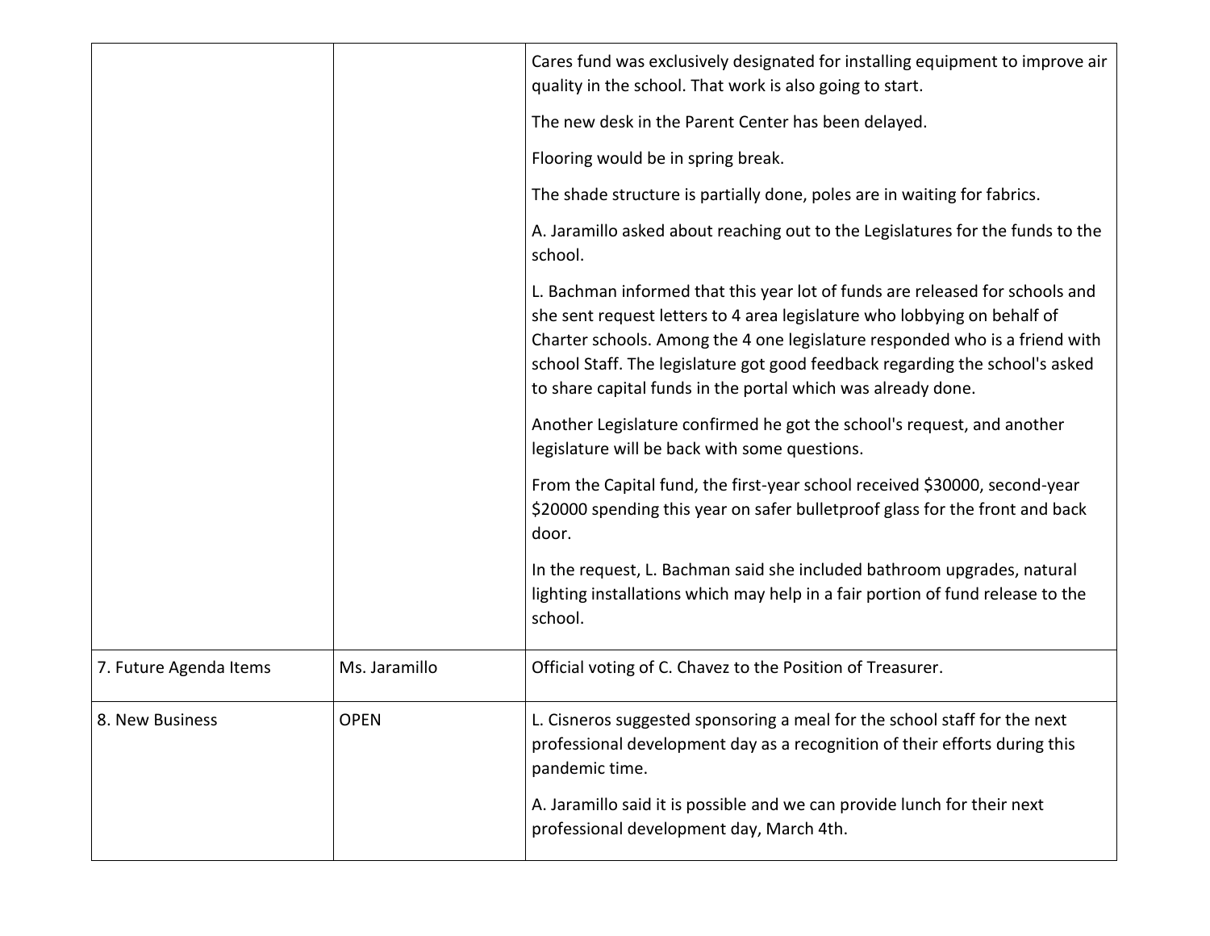| | | |
|---|---|---|
| | | Cares fund was exclusively designated for installing equipment to improve air quality in the school. That work is also going to start.<br><br>The new desk in the Parent Center has been delayed.<br><br>Flooring would be in spring break.<br><br>The shade structure is partially done, poles are in waiting for fabrics.<br><br>A. Jaramillo asked about reaching out to the Legislatures for the funds to the school.<br><br>L. Bachman informed that this year lot of funds are released for schools and she sent request letters to 4 area legislature who lobbying on behalf of Charter schools. Among the 4 one legislature responded who is a friend with school Staff. The legislature got good feedback regarding the school's asked to share capital funds in the portal which was already done.<br><br>Another Legislature confirmed he got the school's request, and another legislature will be back with some questions.<br><br>From the Capital fund, the first-year school received $30000, second-year $20000 spending this year on safer bulletproof glass for the front and back door.<br><br>In the request, L. Bachman said she included bathroom upgrades, natural lighting installations which may help in a fair portion of fund release to the school. |
| 7. Future Agenda Items | Ms. Jaramillo | Official voting of C. Chavez to the Position of Treasurer. |
| 8. New Business | OPEN | L. Cisneros suggested sponsoring a meal for the school staff for the next professional development day as a recognition of their efforts during this pandemic time.<br><br>A. Jaramillo said it is possible and we can provide lunch for their next professional development day, March 4th. |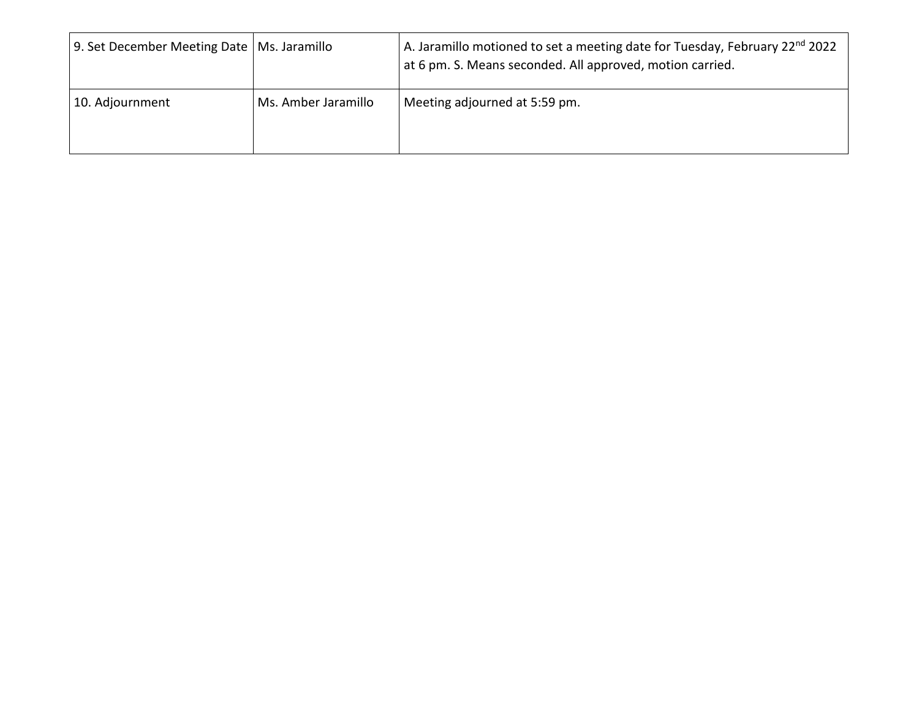| | | |
|---|---|---|
| 9. Set December Meeting Date | Ms. Jaramillo | A. Jaramillo motioned to set a meeting date for Tuesday, February 22nd 2022 at 6 pm. S. Means seconded. All approved, motion carried. |
| 10. Adjournment | Ms. Amber Jaramillo | Meeting adjourned at 5:59 pm. |